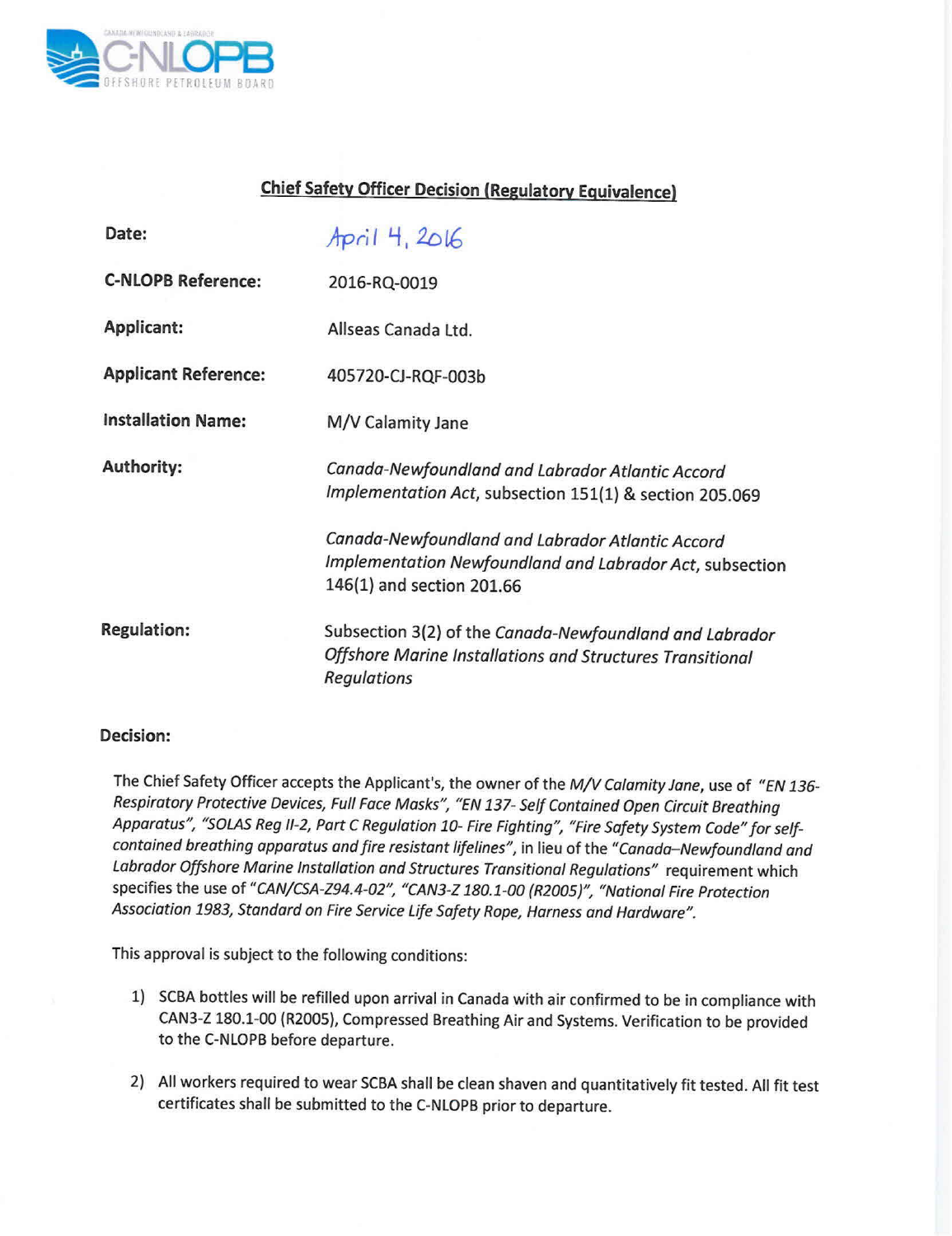## Chief Safety Officer Decision (Regulatory Equivalence)

| | |
|---|---|
| **Date:** | April 4, 2016 |
| **C-NLOPB Reference:** | 2016-RQ-0019 |
| **Applicant:** | Allseas Canada Ltd. |
| **Applicant Reference:** | 405720-CJ-RQF-003b |
| **Installation Name:** | M/V Calamity Jane |
| **Authority:** | *Canada-Newfoundland and Labrador Atlantic Accord Implementation Act*, subsection 151(1) & section 205.069<br><br>*Canada-Newfoundland and Labrador Atlantic Accord Implementation Newfoundland and Labrador Act*, subsection 146(1) and section 201.66 |
| **Regulation:** | Subsection 3(2) of the *Canada-Newfoundland and Labrador Offshore Marine Installations and Structures Transitional Regulations* |

**Decision:**

The Chief Safety Officer accepts the Applicant's, the owner of the *M/V Calamity Jane*, use of *"EN 136- Respiratory Protective Devices, Full Face Masks", "EN 137- Self Contained Open Circuit Breathing Apparatus", "SOLAS Reg II-2, Part C Regulation 10- Fire Fighting", "Fire Safety System Code" for self-contained breathing apparatus and fire resistant lifelines"*, in lieu of the *"Canada–Newfoundland and Labrador Offshore Marine Installation and Structures Transitional Regulations"* requirement which specifies the use of *"CAN/CSA-Z94.4-02", "CAN3-Z 180.1-00 (R2005)", "National Fire Protection Association 1983, Standard on Fire Service Life Safety Rope, Harness and Hardware".*

This approval is subject to the following conditions:

1) SCBA bottles will be refilled upon arrival in Canada with air confirmed to be in compliance with CAN3-Z 180.1-00 (R2005), Compressed Breathing Air and Systems. Verification to be provided to the C-NLOPB before departure.

2) All workers required to wear SCBA shall be clean shaven and quantitatively fit tested. All fit test certificates shall be submitted to the C-NLOPB prior to departure.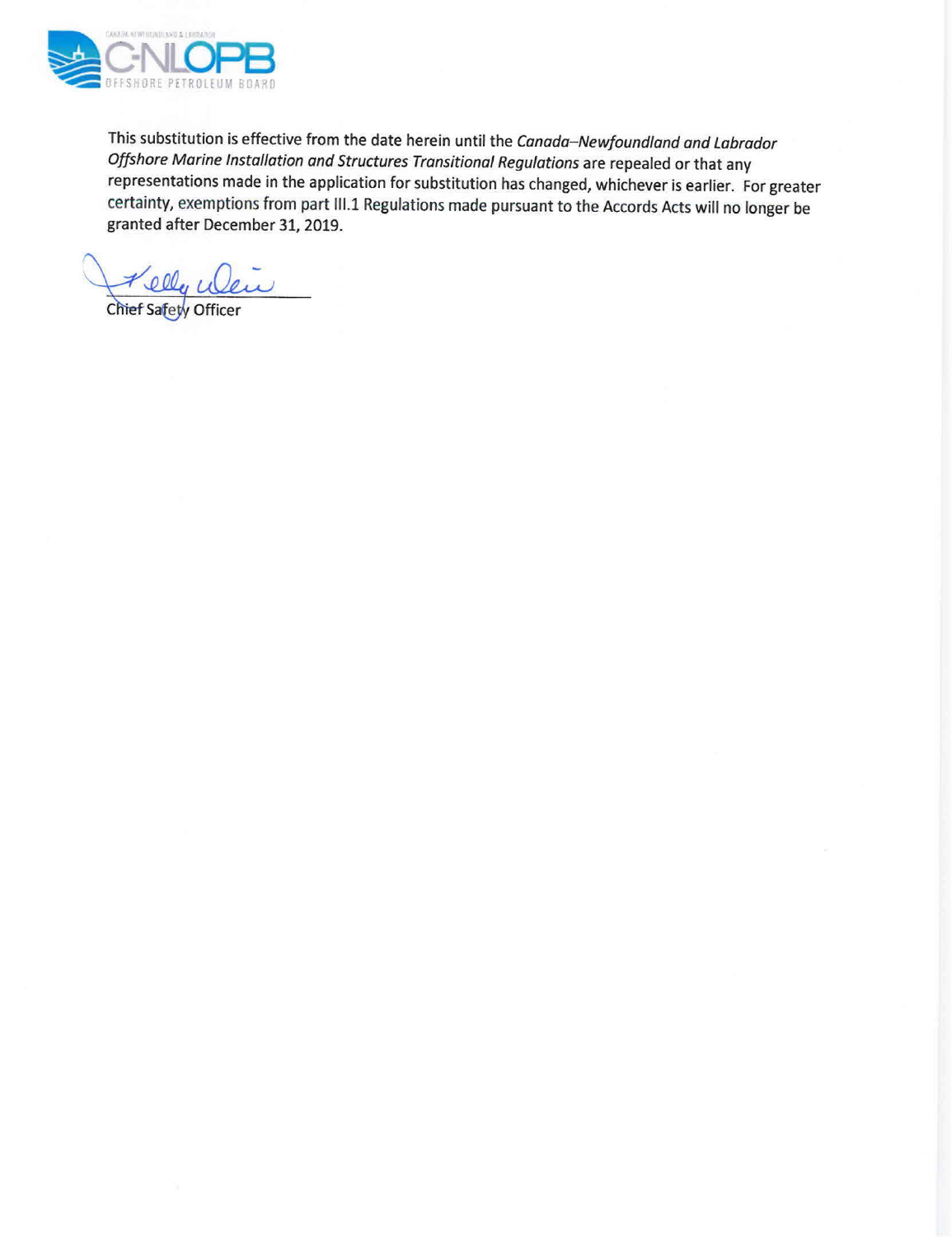This substitution is effective from the date herein until the *Canada–Newfoundland and Labrador Offshore Marine Installation and Structures Transitional Regulations* are repealed or that any representations made in the application for substitution has changed, whichever is earlier. For greater certainty, exemptions from part III.1 Regulations made pursuant to the Accords Acts will no longer be granted after December 31, 2019.

Chief Safety Officer